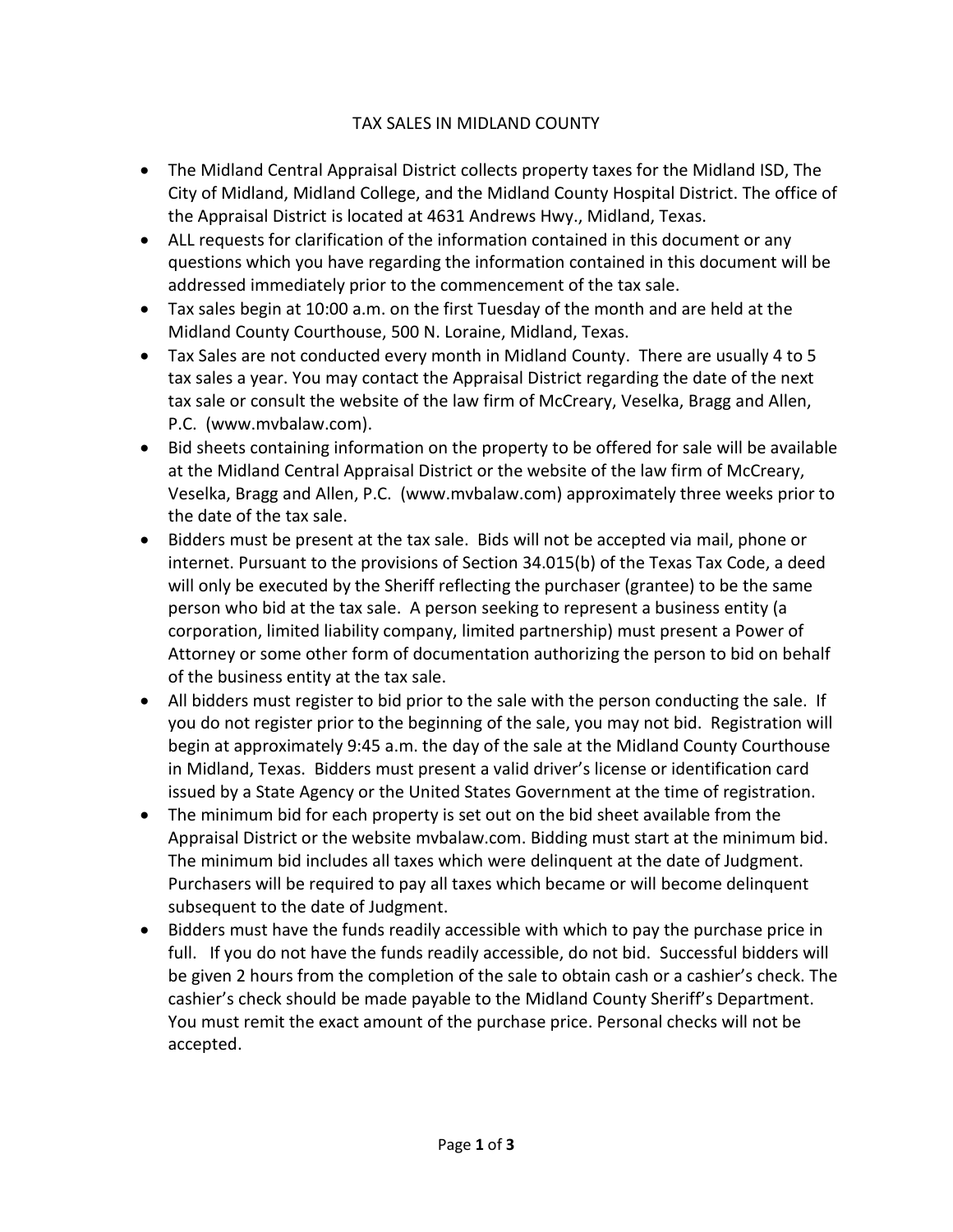# TAX SALES IN MIDLAND COUNTY

- The Midland Central Appraisal District collects property taxes for the Midland ISD, The City of Midland, Midland College, and the Midland County Hospital District. The office of the Appraisal District is located at 4631 Andrews Hwy., Midland, Texas.
- ALL requests for clarification of the information contained in this document or any questions which you have regarding the information contained in this document will be addressed immediately prior to the commencement of the tax sale.
- Tax sales begin at 10:00 a.m. on the first Tuesday of the month and are held at the Midland County Courthouse, 500 N. Loraine, Midland, Texas.
- Tax Sales are not conducted every month in Midland County. There are usually 4 to 5 tax sales a year. You may contact the Appraisal District regarding the date of the next tax sale or consult the website of the law firm of McCreary, Veselka, Bragg and Allen, P.C. (www.mvbalaw.com).
- Bid sheets containing information on the property to be offered for sale will be available at the Midland Central Appraisal District or the website of the law firm of McCreary, Veselka, Bragg and Allen, P.C. (www.mvbalaw.com) approximately three weeks prior to the date of the tax sale.
- Bidders must be present at the tax sale. Bids will not be accepted via mail, phone or internet. Pursuant to the provisions of Section 34.015(b) of the Texas Tax Code, a deed will only be executed by the Sheriff reflecting the purchaser (grantee) to be the same person who bid at the tax sale. A person seeking to represent a business entity (a corporation, limited liability company, limited partnership) must present a Power of Attorney or some other form of documentation authorizing the person to bid on behalf of the business entity at the tax sale.
- All bidders must register to bid prior to the sale with the person conducting the sale. If you do not register prior to the beginning of the sale, you may not bid. Registration will begin at approximately 9:45 a.m. the day of the sale at the Midland County Courthouse in Midland, Texas. Bidders must present a valid driver's license or identification card issued by a State Agency or the United States Government at the time of registration.
- The minimum bid for each property is set out on the bid sheet available from the Appraisal District or the website mvbalaw.com. Bidding must start at the minimum bid. The minimum bid includes all taxes which were delinquent at the date of Judgment. Purchasers will be required to pay all taxes which became or will become delinquent subsequent to the date of Judgment.
- Bidders must have the funds readily accessible with which to pay the purchase price in full. If you do not have the funds readily accessible, do not bid. Successful bidders will be given 2 hours from the completion of the sale to obtain cash or a cashier's check. The cashier's check should be made payable to the Midland County Sheriff's Department. You must remit the exact amount of the purchase price. Personal checks will not be accepted.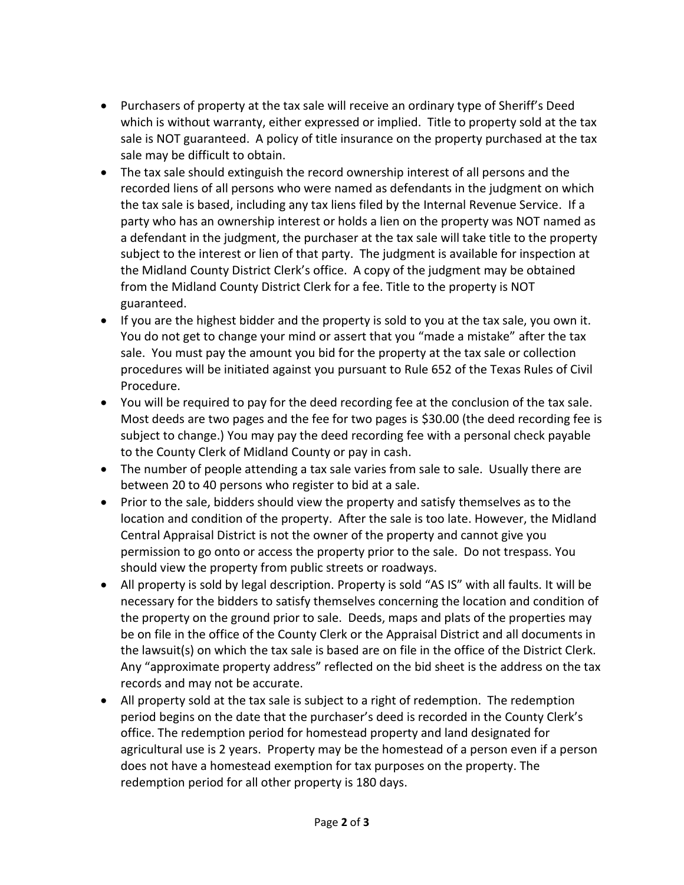- Purchasers of property at the tax sale will receive an ordinary type of Sheriff's Deed which is without warranty, either expressed or implied. Title to property sold at the tax sale is NOT guaranteed. A policy of title insurance on the property purchased at the tax sale may be difficult to obtain.
- The tax sale should extinguish the record ownership interest of all persons and the recorded liens of all persons who were named as defendants in the judgment on which the tax sale is based, including any tax liens filed by the Internal Revenue Service. If a party who has an ownership interest or holds a lien on the property was NOT named as a defendant in the judgment, the purchaser at the tax sale will take title to the property subject to the interest or lien of that party. The judgment is available for inspection at the Midland County District Clerk's office. A copy of the judgment may be obtained from the Midland County District Clerk for a fee. Title to the property is NOT guaranteed.
- If you are the highest bidder and the property is sold to you at the tax sale, you own it. You do not get to change your mind or assert that you "made a mistake" after the tax sale. You must pay the amount you bid for the property at the tax sale or collection procedures will be initiated against you pursuant to Rule 652 of the Texas Rules of Civil Procedure.
- You will be required to pay for the deed recording fee at the conclusion of the tax sale. Most deeds are two pages and the fee for two pages is $30.00 (the deed recording fee is subject to change.) You may pay the deed recording fee with a personal check payable to the County Clerk of Midland County or pay in cash.
- The number of people attending a tax sale varies from sale to sale. Usually there are between 20 to 40 persons who register to bid at a sale.
- Prior to the sale, bidders should view the property and satisfy themselves as to the location and condition of the property. After the sale is too late. However, the Midland Central Appraisal District is not the owner of the property and cannot give you permission to go onto or access the property prior to the sale. Do not trespass. You should view the property from public streets or roadways.
- All property is sold by legal description. Property is sold "AS IS" with all faults. It will be necessary for the bidders to satisfy themselves concerning the location and condition of the property on the ground prior to sale. Deeds, maps and plats of the properties may be on file in the office of the County Clerk or the Appraisal District and all documents in the lawsuit(s) on which the tax sale is based are on file in the office of the District Clerk. Any "approximate property address" reflected on the bid sheet is the address on the tax records and may not be accurate.
- All property sold at the tax sale is subject to a right of redemption. The redemption period begins on the date that the purchaser's deed is recorded in the County Clerk's office. The redemption period for homestead property and land designated for agricultural use is 2 years. Property may be the homestead of a person even if a person does not have a homestead exemption for tax purposes on the property. The redemption period for all other property is 180 days.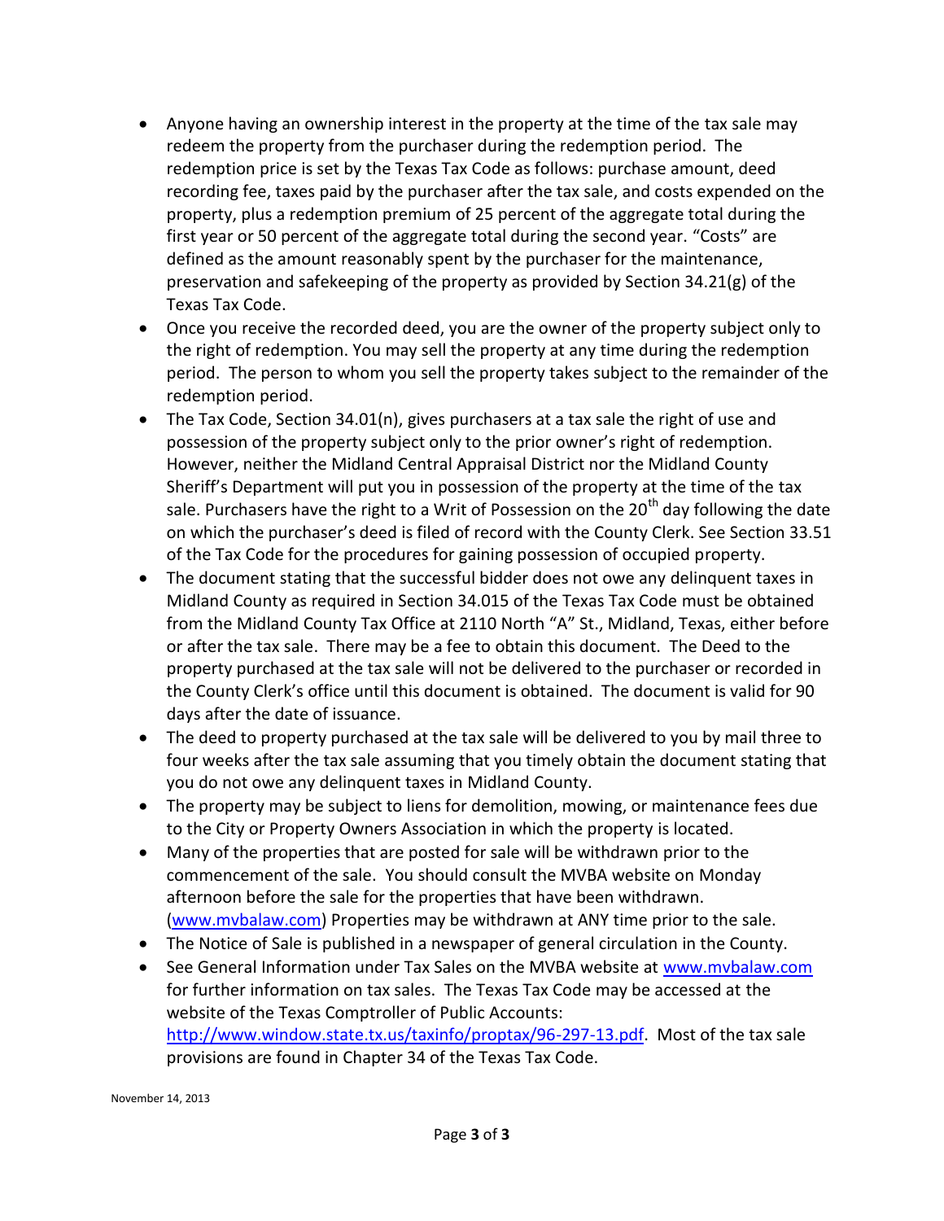- Anyone having an ownership interest in the property at the time of the tax sale may redeem the property from the purchaser during the redemption period. The redemption price is set by the Texas Tax Code as follows: purchase amount, deed recording fee, taxes paid by the purchaser after the tax sale, and costs expended on the property, plus a redemption premium of 25 percent of the aggregate total during the first year or 50 percent of the aggregate total during the second year. "Costs" are defined as the amount reasonably spent by the purchaser for the maintenance, preservation and safekeeping of the property as provided by Section 34.21(g) of the Texas Tax Code.
- Once you receive the recorded deed, you are the owner of the property subject only to the right of redemption. You may sell the property at any time during the redemption period. The person to whom you sell the property takes subject to the remainder of the redemption period.
- The Tax Code, Section 34.01(n), gives purchasers at a tax sale the right of use and possession of the property subject only to the prior owner's right of redemption. However, neither the Midland Central Appraisal District nor the Midland County Sheriff's Department will put you in possession of the property at the time of the tax sale. Purchasers have the right to a Writ of Possession on the 20th day following the date on which the purchaser's deed is filed of record with the County Clerk. See Section 33.51 of the Tax Code for the procedures for gaining possession of occupied property.
- The document stating that the successful bidder does not owe any delinquent taxes in Midland County as required in Section 34.015 of the Texas Tax Code must be obtained from the Midland County Tax Office at 2110 North "A" St., Midland, Texas, either before or after the tax sale. There may be a fee to obtain this document. The Deed to the property purchased at the tax sale will not be delivered to the purchaser or recorded in the County Clerk's office until this document is obtained. The document is valid for 90 days after the date of issuance.
- The deed to property purchased at the tax sale will be delivered to you by mail three to four weeks after the tax sale assuming that you timely obtain the document stating that you do not owe any delinquent taxes in Midland County.
- The property may be subject to liens for demolition, mowing, or maintenance fees due to the City or Property Owners Association in which the property is located.
- Many of the properties that are posted for sale will be withdrawn prior to the commencement of the sale. You should consult the MVBA website on Monday afternoon before the sale for the properties that have been withdrawn. ([www.mvbalaw.com](http://www.mvbalaw.com)) Properties may be withdrawn at ANY time prior to the sale.
- The Notice of Sale is published in a newspaper of general circulation in the County.
- See General Information under Tax Sales on the MVBA website at [www.mvbalaw.com](http://www.mvbalaw.com) for further information on tax sales. The Texas Tax Code may be accessed at the website of the Texas Comptroller of Public Accounts: [http://www.window.state.tx.us/taxinfo/proptax/96-297-13.pdf](http://www.window.state.tx.us/taxinfo/proptax/96-297-13.pdf). Most of the tax sale provisions are found in Chapter 34 of the Texas Tax Code.

November 14, 2013